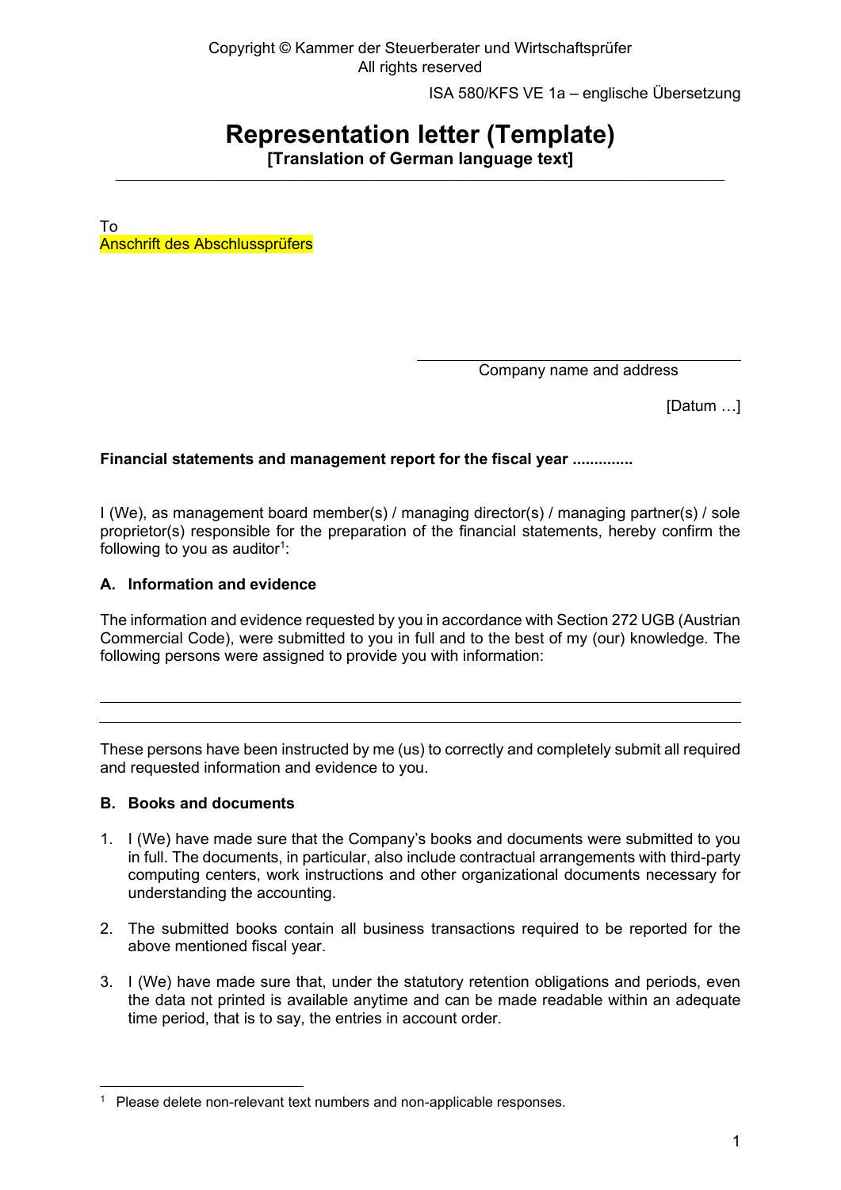Copyright © Kammer der Steuerberater und Wirtschaftsprüfer
All rights reserved

ISA 580/KFS VE 1a – englische Übersetzung

# Representation letter (Template)

**[Translation of German language text]**

---

To
Anschrift des Abschlussprüfers

Company name and address

[Datum …]

**Financial statements and management report for the fiscal year ..............**

I (We), as management board member(s) / managing director(s) / managing partner(s) / sole proprietor(s) responsible for the preparation of the financial statements, hereby confirm the following to you as auditor[1]:

### A. Information and evidence

The information and evidence requested by you in accordance with Section 272 UGB (Austrian Commercial Code), were submitted to you in full and to the best of my (our) knowledge. The following persons were assigned to provide you with information:

---

---

These persons have been instructed by me (us) to correctly and completely submit all required and requested information and evidence to you.

### B. Books and documents

1. I (We) have made sure that the Company's books and documents were submitted to you in full. The documents, in particular, also include contractual arrangements with third-party computing centers, work instructions and other organizational documents necessary for understanding the accounting.
2. The submitted books contain all business transactions required to be reported for the above mentioned fiscal year.
3. I (We) have made sure that, under the statutory retention obligations and periods, even the data not printed is available anytime and can be made readable within an adequate time period, that is to say, the entries in account order.

---

[1] Please delete non-relevant text numbers and non-applicable responses.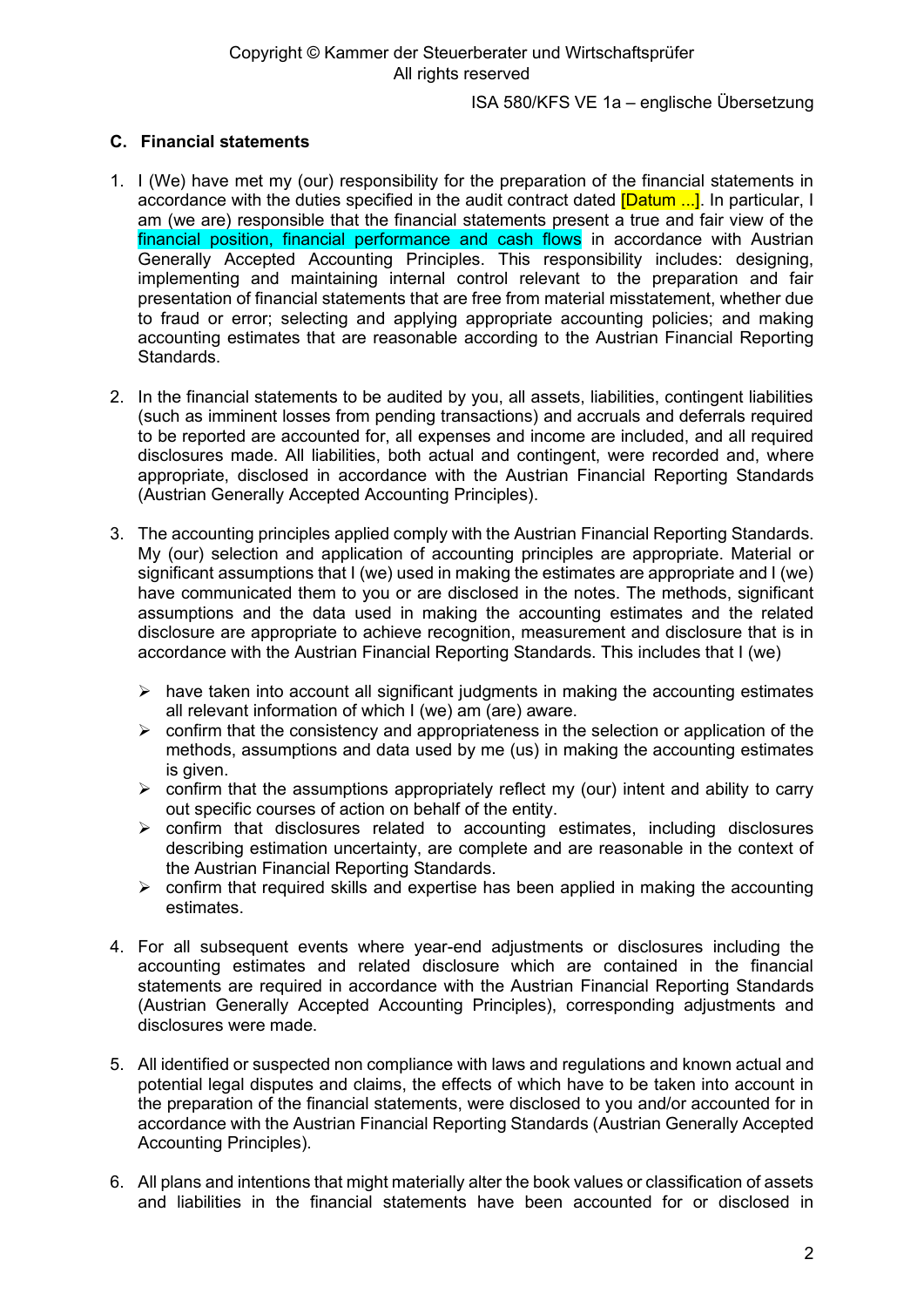## C. Financial statements

1. I (We) have met my (our) responsibility for the preparation of the financial statements in accordance with the duties specified in the audit contract dated [Datum ...]. In particular, I am (we are) responsible that the financial statements present a true and fair view of the financial position, financial performance and cash flows in accordance with Austrian Generally Accepted Accounting Principles. This responsibility includes: designing, implementing and maintaining internal control relevant to the preparation and fair presentation of financial statements that are free from material misstatement, whether due to fraud or error; selecting and applying appropriate accounting policies; and making accounting estimates that are reasonable according to the Austrian Financial Reporting Standards.

2. In the financial statements to be audited by you, all assets, liabilities, contingent liabilities (such as imminent losses from pending transactions) and accruals and deferrals required to be reported are accounted for, all expenses and income are included, and all required disclosures made. All liabilities, both actual and contingent, were recorded and, where appropriate, disclosed in accordance with the Austrian Financial Reporting Standards (Austrian Generally Accepted Accounting Principles).

3. The accounting principles applied comply with the Austrian Financial Reporting Standards. My (our) selection and application of accounting principles are appropriate. Material or significant assumptions that I (we) used in making the estimates are appropriate and I (we) have communicated them to you or are disclosed in the notes. The methods, significant assumptions and the data used in making the accounting estimates and the related disclosure are appropriate to achieve recognition, measurement and disclosure that is in accordance with the Austrian Financial Reporting Standards. This includes that I (we)

   - have taken into account all significant judgments in making the accounting estimates all relevant information of which I (we) am (are) aware.
   - confirm that the consistency and appropriateness in the selection or application of the methods, assumptions and data used by me (us) in making the accounting estimates is given.
   - confirm that the assumptions appropriately reflect my (our) intent and ability to carry out specific courses of action on behalf of the entity.
   - confirm that disclosures related to accounting estimates, including disclosures describing estimation uncertainty, are complete and are reasonable in the context of the Austrian Financial Reporting Standards.
   - confirm that required skills and expertise has been applied in making the accounting estimates.

4. For all subsequent events where year-end adjustments or disclosures including the accounting estimates and related disclosure which are contained in the financial statements are required in accordance with the Austrian Financial Reporting Standards (Austrian Generally Accepted Accounting Principles), corresponding adjustments and disclosures were made.

5. All identified or suspected non compliance with laws and regulations and known actual and potential legal disputes and claims, the effects of which have to be taken into account in the preparation of the financial statements, were disclosed to you and/or accounted for in accordance with the Austrian Financial Reporting Standards (Austrian Generally Accepted Accounting Principles).

6. All plans and intentions that might materially alter the book values or classification of assets and liabilities in the financial statements have been accounted for or disclosed in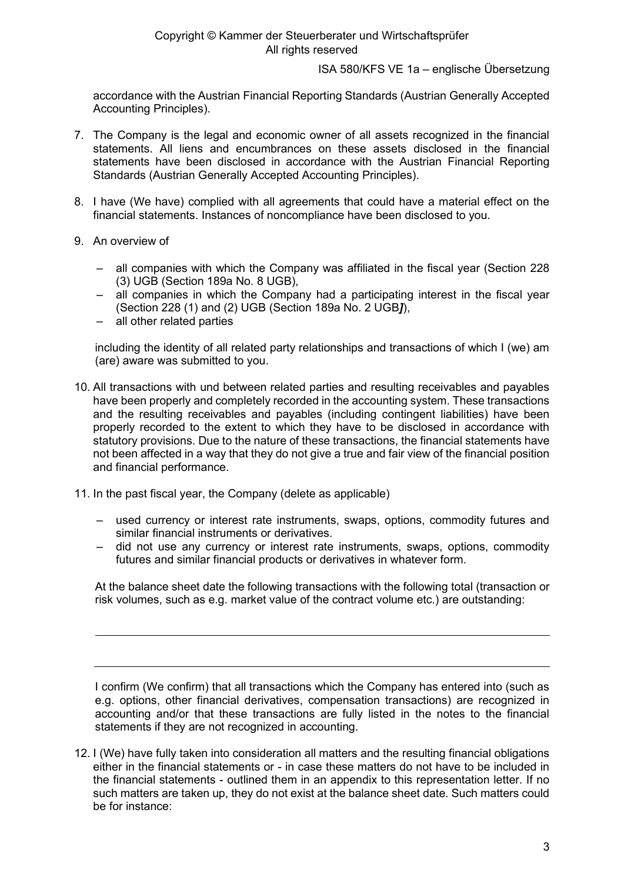accordance with the Austrian Financial Reporting Standards (Austrian Generally Accepted Accounting Principles).

7. The Company is the legal and economic owner of all assets recognized in the financial statements. All liens and encumbrances on these assets disclosed in the financial statements have been disclosed in accordance with the Austrian Financial Reporting Standards (Austrian Generally Accepted Accounting Principles).

8. I have (We have) complied with all agreements that could have a material effect on the financial statements. Instances of noncompliance have been disclosed to you.

9. An overview of

   – all companies with which the Company was affiliated in the fiscal year (Section 228 (3) UGB (Section 189a No. 8 UGB),
   – all companies in which the Company had a participating interest in the fiscal year (Section 228 (1) and (2) UGB (Section 189a No. 2 UGB*]*),
   – all other related parties

   including the identity of all related party relationships and transactions of which I (we) am (are) aware was submitted to you.

10. All transactions with und between related parties and resulting receivables and payables have been properly and completely recorded in the accounting system. These transactions and the resulting receivables and payables (including contingent liabilities) have been properly recorded to the extent to which they have to be disclosed in accordance with statutory provisions. Due to the nature of these transactions, the financial statements have not been affected in a way that they do not give a true and fair view of the financial position and financial performance.

11. In the past fiscal year, the Company (delete as applicable)

    – used currency or interest rate instruments, swaps, options, commodity futures and similar financial instruments or derivatives.
    – did not use any currency or interest rate instruments, swaps, options, commodity futures and similar financial products or derivatives in whatever form.

    At the balance sheet date the following transactions with the following total (transaction or risk volumes, such as e.g. market value of the contract volume etc.) are outstanding:

    ______________________________________________________________________________

    ______________________________________________________________________________

    I confirm (We confirm) that all transactions which the Company has entered into (such as e.g. options, other financial derivatives, compensation transactions) are recognized in accounting and/or that these transactions are fully listed in the notes to the financial statements if they are not recognized in accounting.

12. I (We) have fully taken into consideration all matters and the resulting financial obligations either in the financial statements or - in case these matters do not have to be included in the financial statements - outlined them in an appendix to this representation letter. If no such matters are taken up, they do not exist at the balance sheet date. Such matters could be for instance: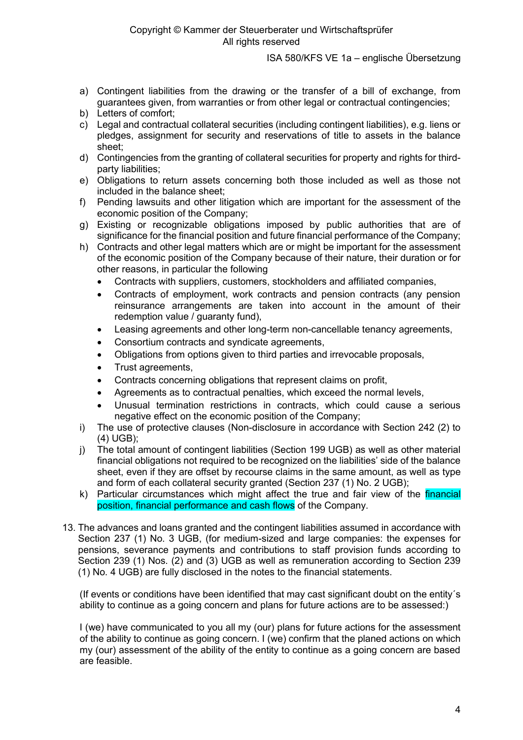a) Contingent liabilities from the drawing or the transfer of a bill of exchange, from guarantees given, from warranties or from other legal or contractual contingencies;
b) Letters of comfort;
c) Legal and contractual collateral securities (including contingent liabilities), e.g. liens or pledges, assignment for security and reservations of title to assets in the balance sheet;
d) Contingencies from the granting of collateral securities for property and rights for third-party liabilities;
e) Obligations to return assets concerning both those included as well as those not included in the balance sheet;
f) Pending lawsuits and other litigation which are important for the assessment of the economic position of the Company;
g) Existing or recognizable obligations imposed by public authorities that are of significance for the financial position and future financial performance of the Company;
h) Contracts and other legal matters which are or might be important for the assessment of the economic position of the Company because of their nature, their duration or for other reasons, in particular the following
   - Contracts with suppliers, customers, stockholders and affiliated companies,
   - Contracts of employment, work contracts and pension contracts (any pension reinsurance arrangements are taken into account in the amount of their redemption value / guaranty fund),
   - Leasing agreements and other long-term non-cancellable tenancy agreements,
   - Consortium contracts and syndicate agreements,
   - Obligations from options given to third parties and irrevocable proposals,
   - Trust agreements,
   - Contracts concerning obligations that represent claims on profit,
   - Agreements as to contractual penalties, which exceed the normal levels,
   - Unusual termination restrictions in contracts, which could cause a serious negative effect on the economic position of the Company;
i) The use of protective clauses (Non-disclosure in accordance with Section 242 (2) to (4) UGB);
j) The total amount of contingent liabilities (Section 199 UGB) as well as other material financial obligations not required to be recognized on the liabilities' side of the balance sheet, even if they are offset by recourse claims in the same amount, as well as type and form of each collateral security granted (Section 237 (1) No. 2 UGB);
k) Particular circumstances which might affect the true and fair view of the financial position, financial performance and cash flows of the Company.

13. The advances and loans granted and the contingent liabilities assumed in accordance with Section 237 (1) No. 3 UGB, (for medium-sized and large companies: the expenses for pensions, severance payments and contributions to staff provision funds according to Section 239 (1) Nos. (2) and (3) UGB as well as remuneration according to Section 239 (1) No. 4 UGB) are fully disclosed in the notes to the financial statements.

   (If events or conditions have been identified that may cast significant doubt on the entity´s ability to continue as a going concern and plans for future actions are to be assessed:)

   I (we) have communicated to you all my (our) plans for future actions for the assessment of the ability to continue as going concern. I (we) confirm that the planed actions on which my (our) assessment of the ability of the entity to continue as a going concern are based are feasible.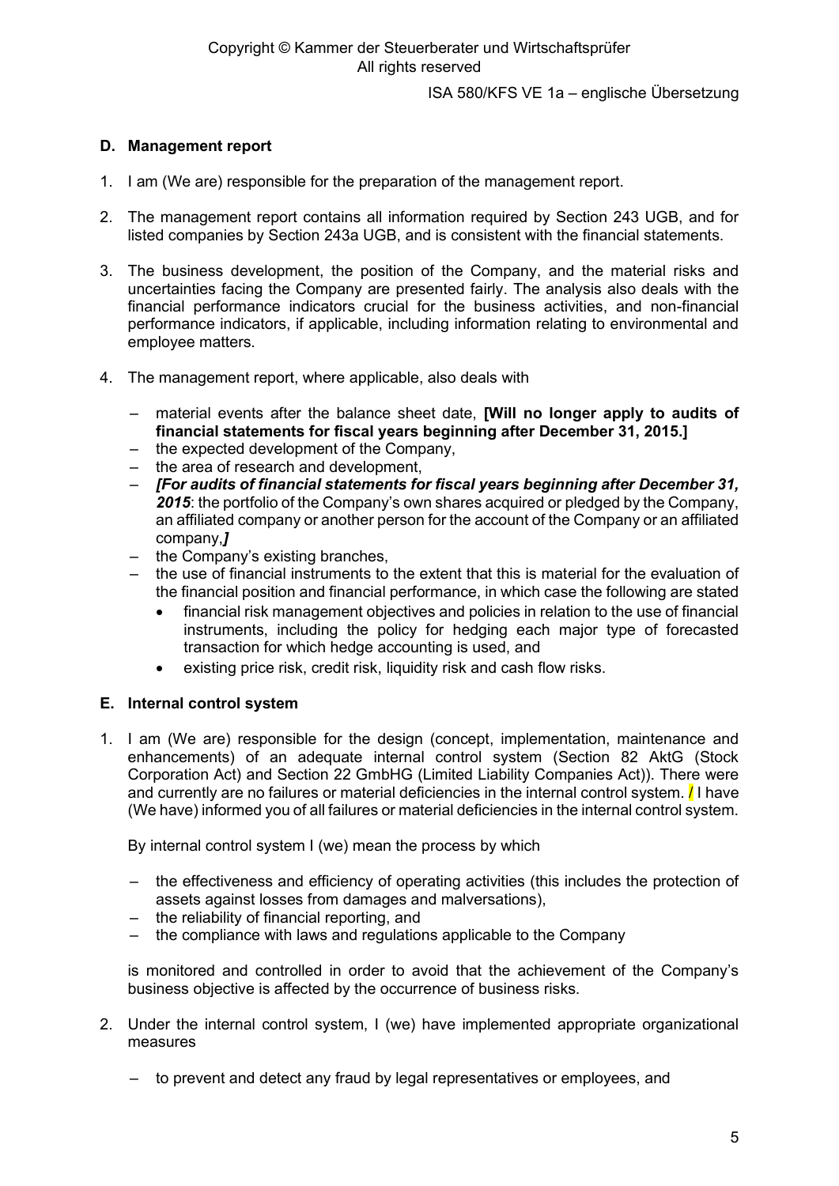## D. Management report

1. I am (We are) responsible for the preparation of the management report.

2. The management report contains all information required by Section 243 UGB, and for listed companies by Section 243a UGB, and is consistent with the financial statements.

3. The business development, the position of the Company, and the material risks and uncertainties facing the Company are presented fairly. The analysis also deals with the financial performance indicators crucial for the business activities, and non-financial performance indicators, if applicable, including information relating to environmental and employee matters.

4. The management report, where applicable, also deals with

   - material events after the balance sheet date, **[Will no longer apply to audits of financial statements for fiscal years beginning after December 31, 2015.]**
   - the expected development of the Company,
   - the area of research and development,
   - ***[For audits of financial statements for fiscal years beginning after December 31, 2015***: the portfolio of the Company's own shares acquired or pledged by the Company, an affiliated company or another person for the account of the Company or an affiliated company,***]***
   - the Company's existing branches,
   - the use of financial instruments to the extent that this is material for the evaluation of the financial position and financial performance, in which case the following are stated
     - financial risk management objectives and policies in relation to the use of financial instruments, including the policy for hedging each major type of forecasted transaction for which hedge accounting is used, and
     - existing price risk, credit risk, liquidity risk and cash flow risks.

## E. Internal control system

1. I am (We are) responsible for the design (concept, implementation, maintenance and enhancements) of an adequate internal control system (Section 82 AktG (Stock Corporation Act) and Section 22 GmbHG (Limited Liability Companies Act)). There were and currently are no failures or material deficiencies in the internal control system. / I have (We have) informed you of all failures or material deficiencies in the internal control system.

   By internal control system I (we) mean the process by which

   - the effectiveness and efficiency of operating activities (this includes the protection of assets against losses from damages and malversations),
   - the reliability of financial reporting, and
   - the compliance with laws and regulations applicable to the Company

   is monitored and controlled in order to avoid that the achievement of the Company's business objective is affected by the occurrence of business risks.

2. Under the internal control system, I (we) have implemented appropriate organizational measures

   - to prevent and detect any fraud by legal representatives or employees, and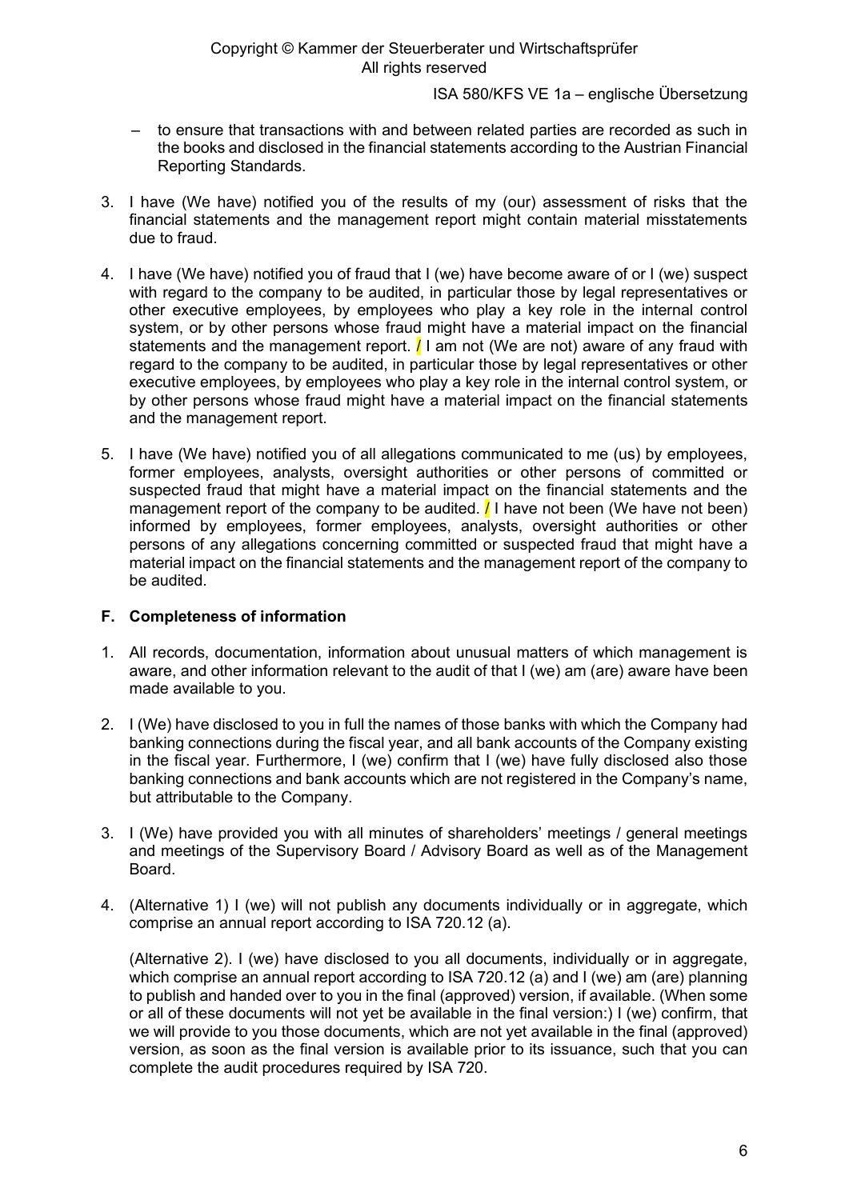– to ensure that transactions with and between related parties are recorded as such in the books and disclosed in the financial statements according to the Austrian Financial Reporting Standards.

3. I have (We have) notified you of the results of my (our) assessment of risks that the financial statements and the management report might contain material misstatements due to fraud.

4. I have (We have) notified you of fraud that I (we) have become aware of or I (we) suspect with regard to the company to be audited, in particular those by legal representatives or other executive employees, by employees who play a key role in the internal control system, or by other persons whose fraud might have a material impact on the financial statements and the management report. / I am not (We are not) aware of any fraud with regard to the company to be audited, in particular those by legal representatives or other executive employees, by employees who play a key role in the internal control system, or by other persons whose fraud might have a material impact on the financial statements and the management report.

5. I have (We have) notified you of all allegations communicated to me (us) by employees, former employees, analysts, oversight authorities or other persons of committed or suspected fraud that might have a material impact on the financial statements and the management report of the company to be audited. / I have not been (We have not been) informed by employees, former employees, analysts, oversight authorities or other persons of any allegations concerning committed or suspected fraud that might have a material impact on the financial statements and the management report of the company to be audited.

### F. Completeness of information

1. All records, documentation, information about unusual matters of which management is aware, and other information relevant to the audit of that I (we) am (are) aware have been made available to you.

2. I (We) have disclosed to you in full the names of those banks with which the Company had banking connections during the fiscal year, and all bank accounts of the Company existing in the fiscal year. Furthermore, I (we) confirm that I (we) have fully disclosed also those banking connections and bank accounts which are not registered in the Company's name, but attributable to the Company.

3. I (We) have provided you with all minutes of shareholders' meetings / general meetings and meetings of the Supervisory Board / Advisory Board as well as of the Management Board.

4. (Alternative 1) I (we) will not publish any documents individually or in aggregate, which comprise an annual report according to ISA 720.12 (a).

   (Alternative 2). I (we) have disclosed to you all documents, individually or in aggregate, which comprise an annual report according to ISA 720.12 (a) and I (we) am (are) planning to publish and handed over to you in the final (approved) version, if available. (When some or all of these documents will not yet be available in the final version:) I (we) confirm, that we will provide to you those documents, which are not yet available in the final (approved) version, as soon as the final version is available prior to its issuance, such that you can complete the audit procedures required by ISA 720.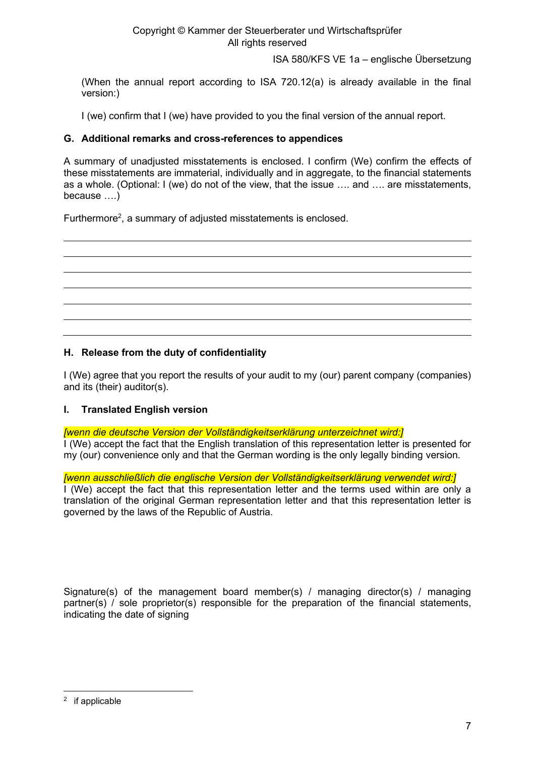(When the annual report according to ISA 720.12(a) is already available in the final version:)

I (we) confirm that I (we) have provided to you the final version of the annual report.

## G. Additional remarks and cross-references to appendices

A summary of unadjusted misstatements is enclosed. I confirm (We) confirm the effects of these misstatements are immaterial, individually and in aggregate, to the financial statements as a whole. (Optional: I (we) do not of the view, that the issue …. and …. are misstatements, because ….)

Furthermore[2], a summary of adjusted misstatements is enclosed.

______________________________________________________________________

______________________________________________________________________

______________________________________________________________________

______________________________________________________________________

______________________________________________________________________

______________________________________________________________________

______________________________________________________________________

## H. Release from the duty of confidentiality

I (We) agree that you report the results of your audit to my (our) parent company (companies) and its (their) auditor(s).

## I. Translated English version

*[wenn die deutsche Version der Vollständigkeitserklärung unterzeichnet wird:]*
I (We) accept the fact that the English translation of this representation letter is presented for my (our) convenience only and that the German wording is the only legally binding version.

*[wenn ausschließlich die englische Version der Vollständigkeitserklärung verwendet wird:]*
I (We) accept the fact that this representation letter and the terms used within are only a translation of the original German representation letter and that this representation letter is governed by the laws of the Republic of Austria.

Signature(s) of the management board member(s) / managing director(s) / managing partner(s) / sole proprietor(s) responsible for the preparation of the financial statements, indicating the date of signing

---

[2] if applicable